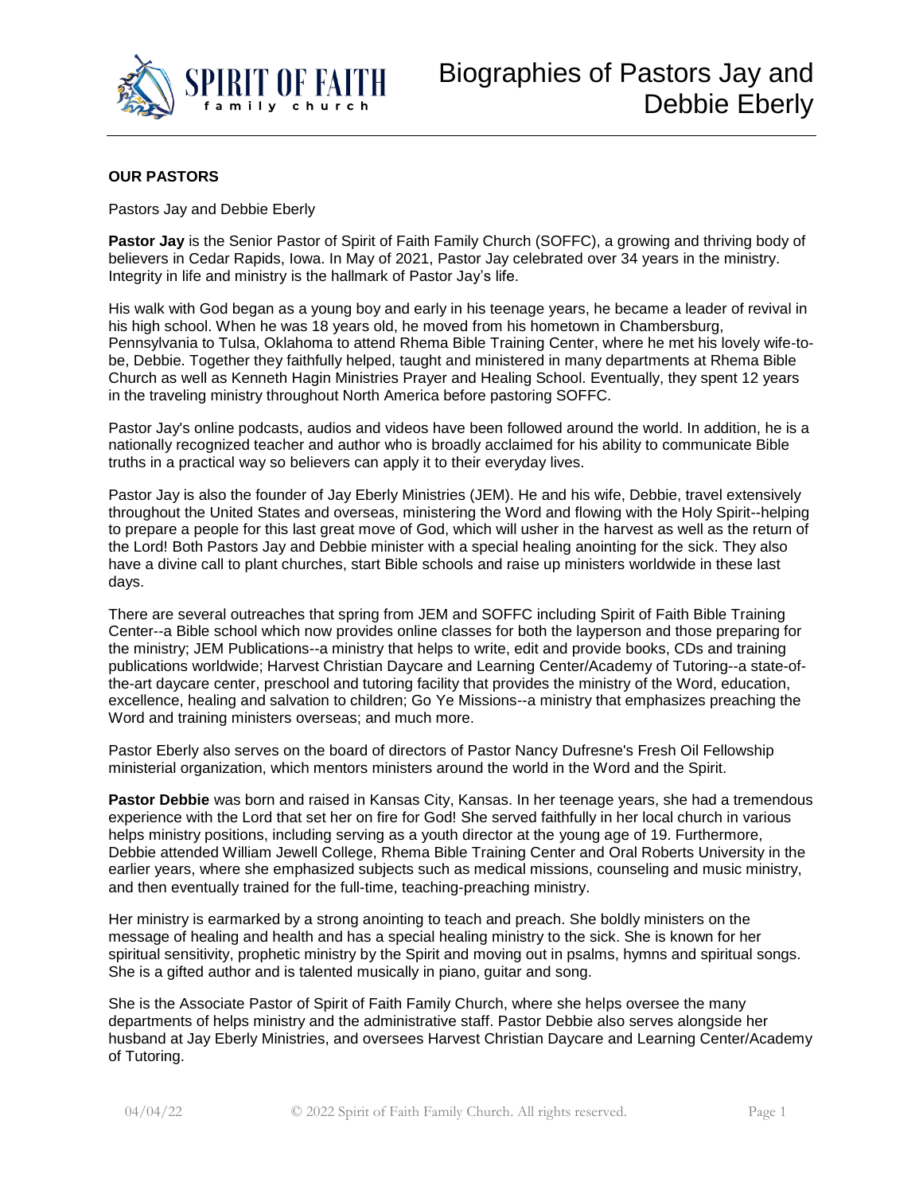# Biographies of Pastors Jay and Debbie Eberly

**OUR PASTORS**

Pastors Jay and Debbie Eberly

**Pastor Jay** is the Senior Pastor of Spirit of Faith Family Church (SOFFC), a growing and thriving body of believers in Cedar Rapids, Iowa. In May of 2021, Pastor Jay celebrated over 34 years in the ministry. Integrity in life and ministry is the hallmark of Pastor Jay's life.

His walk with God began as a young boy and early in his teenage years, he became a leader of revival in his high school. When he was 18 years old, he moved from his hometown in Chambersburg, Pennsylvania to Tulsa, Oklahoma to attend Rhema Bible Training Center, where he met his lovely wife-to-be, Debbie. Together they faithfully helped, taught and ministered in many departments at Rhema Bible Church as well as Kenneth Hagin Ministries Prayer and Healing School. Eventually, they spent 12 years in the traveling ministry throughout North America before pastoring SOFFC.

Pastor Jay's online podcasts, audios and videos have been followed around the world. In addition, he is a nationally recognized teacher and author who is broadly acclaimed for his ability to communicate Bible truths in a practical way so believers can apply it to their everyday lives.

Pastor Jay is also the founder of Jay Eberly Ministries (JEM). He and his wife, Debbie, travel extensively throughout the United States and overseas, ministering the Word and flowing with the Holy Spirit--helping to prepare a people for this last great move of God, which will usher in the harvest as well as the return of the Lord! Both Pastors Jay and Debbie minister with a special healing anointing for the sick. They also have a divine call to plant churches, start Bible schools and raise up ministers worldwide in these last days.

There are several outreaches that spring from JEM and SOFFC including Spirit of Faith Bible Training Center--a Bible school which now provides online classes for both the layperson and those preparing for the ministry; JEM Publications--a ministry that helps to write, edit and provide books, CDs and training publications worldwide; Harvest Christian Daycare and Learning Center/Academy of Tutoring--a state-of-the-art daycare center, preschool and tutoring facility that provides the ministry of the Word, education, excellence, healing and salvation to children; Go Ye Missions--a ministry that emphasizes preaching the Word and training ministers overseas; and much more.

Pastor Eberly also serves on the board of directors of Pastor Nancy Dufresne's Fresh Oil Fellowship ministerial organization, which mentors ministers around the world in the Word and the Spirit.

**Pastor Debbie** was born and raised in Kansas City, Kansas. In her teenage years, she had a tremendous experience with the Lord that set her on fire for God! She served faithfully in her local church in various helps ministry positions, including serving as a youth director at the young age of 19. Furthermore, Debbie attended William Jewell College, Rhema Bible Training Center and Oral Roberts University in the earlier years, where she emphasized subjects such as medical missions, counseling and music ministry, and then eventually trained for the full-time, teaching-preaching ministry.

Her ministry is earmarked by a strong anointing to teach and preach. She boldly ministers on the message of healing and health and has a special healing ministry to the sick. She is known for her spiritual sensitivity, prophetic ministry by the Spirit and moving out in psalms, hymns and spiritual songs. She is a gifted author and is talented musically in piano, guitar and song.

She is the Associate Pastor of Spirit of Faith Family Church, where she helps oversee the many departments of helps ministry and the administrative staff. Pastor Debbie also serves alongside her husband at Jay Eberly Ministries, and oversees Harvest Christian Daycare and Learning Center/Academy of Tutoring.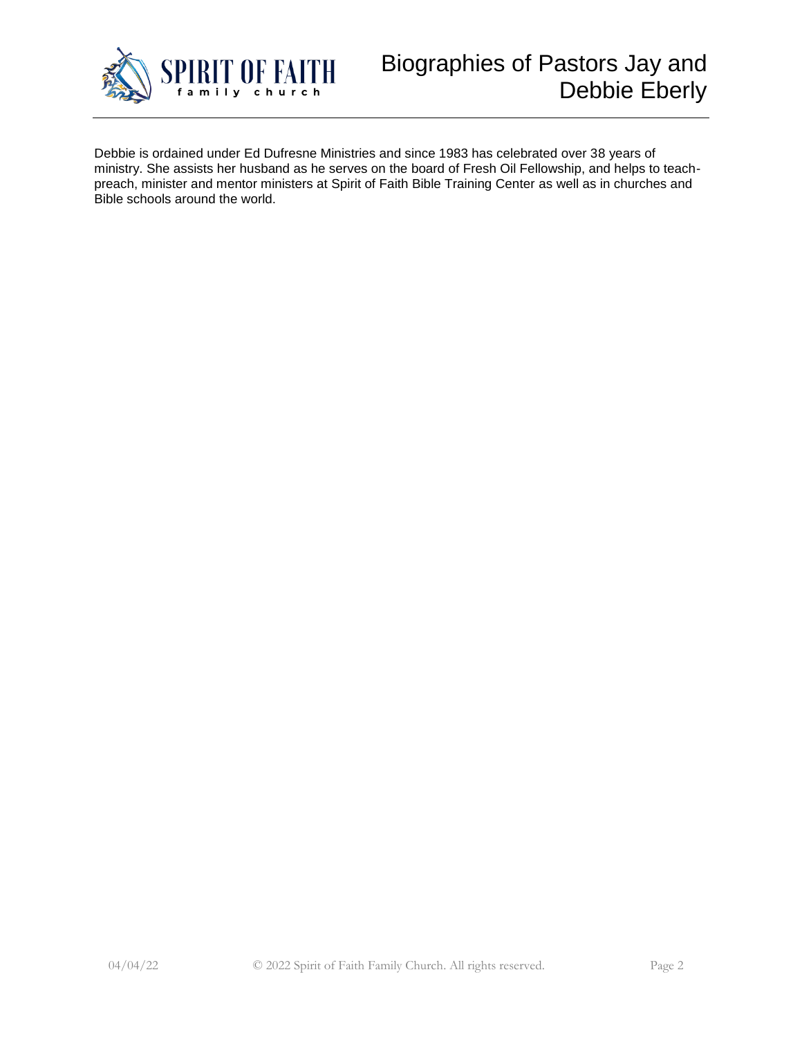Debbie is ordained under Ed Dufresne Ministries and since 1983 has celebrated over 38 years of ministry. She assists her husband as he serves on the board of Fresh Oil Fellowship, and helps to teach-preach, minister and mentor ministers at Spirit of Faith Bible Training Center as well as in churches and Bible schools around the world.